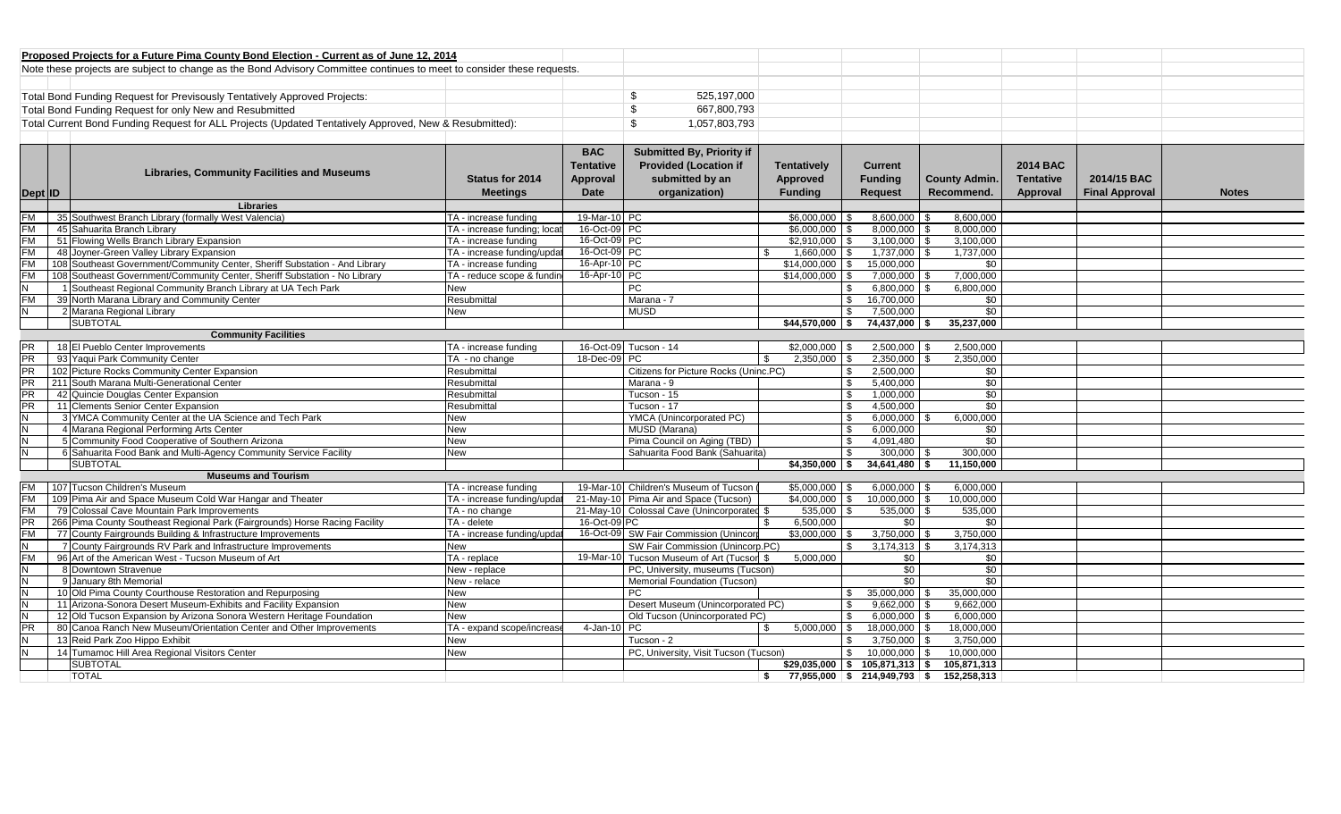**Proposed Projects for a Future Pima County Bond Election - Current as of June 12, 2014**

Note these projects are subject to change as the Bond Advisory Committee continues to meet to consider these requests.

| | |
|---|---|
| Total Bond Funding Request for Previsously Tentatively Approved Projects: | $ 525,197,000 |
| Total Bond Funding Request for only New and Resubmitted | $ 667,800,793 |
| Total Current Bond Funding Request for ALL Projects (Updated Tentatively Approved, New & Resubmitted): | $ 1,057,803,793 |

| Dept | ID | Libraries, Community Facilities and Museums | Status for 2014 Meetings | BAC Tentative Approval Date | Submitted By, Priority if Provided (Location if submitted by an organization) | Tentatively Approved Funding | Current Funding Request | County Admin. Recommend. | 2014 BAC Tentative Approval | 2014/15 BAC Final Approval | Notes |
|---|---|---|---|---|---|---|---|---|---|---|---|
| | | **Libraries** | | | | | | | | | |
| FM | 35 | Southwest Branch Library (formally West Valencia) | TA - increase funding | 19-Mar-10 | PC | $6,000,000 | $ 8,600,000 | $ 8,600,000 | | | |
| FM | 45 | Sahuarita Branch Library | TA - increase funding; locat | 16-Oct-09 | PC | $6,000,000 | $ 8,000,000 | $ 8,000,000 | | | |
| FM | 51 | Flowing Wells Branch Library Expansion | TA - increase funding | 16-Oct-09 | PC | $2,910,000 | $ 3,100,000 | $ 3,100,000 | | | |
| FM | 48 | Joyner-Green Valley Library Expansion | TA - increase funding/updat | 16-Oct-09 | PC | $ 1,660,000 | $ 1,737,000 | $ 1,737,000 | | | |
| FM | 108 | Southeast Government/Community Center, Sheriff Substation - And Library | TA - increase funding | 16-Apr-10 | PC | $14,000,000 | $ 15,000,000 | $0 | | | |
| FM | 108 | Southeast Government/Community Center, Sheriff Substation - No Library | TA - reduce scope & fundin | 16-Apr-10 | PC | $14,000,000 | $ 7,000,000 | $ 7,000,000 | | | |
| N | 1 | Southeast Regional Community Branch Library at UA Tech Park | New | | PC | | $ 6,800,000 | $ 6,800,000 | | | |
| FM | 39 | North Marana Library and Community Center | Resubmittal | | Marana - 7 | | $ 16,700,000 | $0 | | | |
| N | 2 | Marana Regional Library | New | | MUSD | | $ 7,500,000 | $0 | | | |
| | | SUBTOTAL | | | | $44,570,000 | $ 74,437,000 | $ 35,237,000 | | | |
| | | **Community Facilities** | | | | | | | | | |
| PR | 18 | El Pueblo Center Improvements | TA - increase funding | 16-Oct-09 | Tucson - 14 | $2,000,000 | $ 2,500,000 | $ 2,500,000 | | | |
| PR | 93 | Yaqui Park Community Center | TA - no change | 18-Dec-09 | PC | $ 2,350,000 | $ 2,350,000 | $ 2,350,000 | | | |
| PR | 102 | Picture Rocks Community Center Expansion | Resubmittal | | Citizens for Picture Rocks (Uninc.PC) | | $ 2,500,000 | $0 | | | |
| PR | 211 | South Marana Multi-Generational Center | Resubmittal | | Marana - 9 | | $ 5,400,000 | $0 | | | |
| PR | 42 | Quincie Douglas Center Expansion | Resubmittal | | Tucson - 15 | | $ 1,000,000 | $0 | | | |
| PR | 11 | Clements Senior Center Expansion | Resubmittal | | Tucson - 17 | | $ 4,500,000 | $0 | | | |
| N | 3 | YMCA Community Center at the UA Science and Tech Park | New | | YMCA (Unincorporated PC) | | $ 6,000,000 | $ 6,000,000 | | | |
| N | 4 | Marana Regional Performing Arts Center | New | | MUSD (Marana) | | $ 6,000,000 | $0 | | | |
| N | 5 | Community Food Cooperative of Southern Arizona | New | | Pima Council on Aging (TBD) | | $ 4,091,480 | $0 | | | |
| N | 6 | Sahuarita Food Bank and Multi-Agency Community Service Facility | New | | Sahuarita Food Bank (Sahuarita) | | $ 300,000 | $ 300,000 | | | |
| | | SUBTOTAL | | | | $4,350,000 | $ 34,641,480 | $ 11,150,000 | | | |
| | | **Museums and Tourism** | | | | | | | | | |
| FM | 107 | Tucson Children's Museum | TA - increase funding | 19-Mar-10 | Children's Museum of Tucson ( | $5,000,000 | $ 6,000,000 | $ 6,000,000 | | | |
| FM | 109 | Pima Air and Space Museum Cold War Hangar and Theater | TA - increase funding/updat | 21-May-10 | Pima Air and Space (Tucson) | $4,000,000 | $ 10,000,000 | $ 10,000,000 | | | |
| FM | 79 | Colossal Cave Mountain Park Improvements | TA - no change | 21-May-10 | Colossal Cave (Unincorporated | $ 535,000 | $ 535,000 | $ 535,000 | | | |
| PR | 266 | Pima County Southeast Regional Park (Fairgrounds) Horse Racing Facility | TA - delete | 16-Oct-09 | PC | $ 6,500,000 | $0 | $0 | | | |
| FM | 77 | County Fairgrounds Building & Infrastructure Improvements | TA - increase funding/updat | 16-Oct-09 | SW Fair Commission (Unincorp | $3,000,000 | $ 3,750,000 | $ 3,750,000 | | | |
| N | 7 | County Fairgrounds RV Park and Infrastructure Improvements | New | | SW Fair Commission (Unincorp.PC) | | $ 3,174,313 | $ 3,174,313 | | | |
| FM | 96 | Art of the American West - Tucson Museum of Art | TA - replace | 19-Mar-10 | Tucson Museum of Art (Tucson | $ 5,000,000 | $0 | $0 | | | |
| N | 8 | Downtown Stravenue | New - replace | | PC, University, museums (Tucson) | | $0 | $0 | | | |
| N | 9 | January 8th Memorial | New - relace | | Memorial Foundation (Tucson) | | $0 | $0 | | | |
| N | 10 | Old Pima County Courthouse Restoration and Repurposing | New | | PC | | $ 35,000,000 | $ 35,000,000 | | | |
| N | 11 | Arizona-Sonora Desert Museum-Exhibits and Facility Expansion | New | | Desert Museum (Unincorporated PC) | | $ 9,662,000 | $ 9,662,000 | | | |
| N | 12 | Old Tucson Expansion by Arizona Sonora Western Heritage Foundation | New | | Old Tucson (Unincorporated PC) | | $ 6,000,000 | $ 6,000,000 | | | |
| PR | 80 | Canoa Ranch New Museum/Orientation Center and Other Improvements | TA - expand scope/increase | 4-Jan-10 | PC | $ 5,000,000 | $ 18,000,000 | $ 18,000,000 | | | |
| N | 13 | Reid Park Zoo Hippo Exhibit | New | | Tucson - 2 | | $ 3,750,000 | $ 3,750,000 | | | |
| N | 14 | Tumamoc Hill Area Regional Visitors Center | New | | PC, University, Visit Tucson (Tucson) | | $ 10,000,000 | $ 10,000,000 | | | |
| | | SUBTOTAL | | | | $29,035,000 | $ 105,871,313 | $ 105,871,313 | | | |
| | | TOTAL | | | | $ 77,955,000 | $ 214,949,793 | $ 152,258,313 | | | |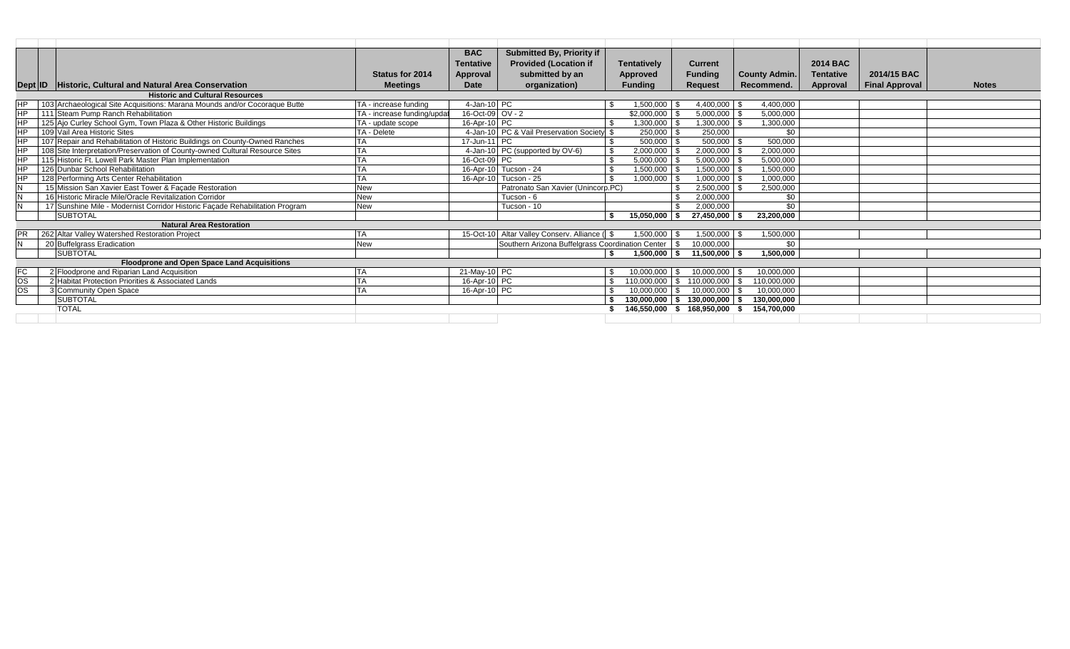| Dept | ID | Historic, Cultural and Natural Area Conservation | Status for 2014 Meetings | BAC Tentative Approval Date | Submitted By, Priority if Provided (Location if submitted by an organization) | Tentatively Approved Funding | Current Funding Request | County Admin. Recommend. | 2014 BAC Tentative Approval | 2014/15 BAC Final Approval | Notes |
|---|---|---|---|---|---|---|---|---|---|---|---|
| | | **Historic and Cultural Resources** | | | | | | | | | |
| HP | 103 | Archaeological Site Acquisitions: Marana Mounds and/or Cocoraque Butte | TA - increase funding | 4-Jan-10 | PC | $ 1,500,000 | $ 4,400,000 | $ 4,400,000 | | | |
| HP | 111 | Steam Pump Ranch Rehabilitation | TA - increase funding/updat | 16-Oct-09 | OV - 2 | $2,000,000 | $ 5,000,000 | $ 5,000,000 | | | |
| HP | 125 | Ajo Curley School Gym, Town Plaza & Other Historic Buildings | TA - update scope | 16-Apr-10 | PC | $ 1,300,000 | $ 1,300,000 | $ 1,300,000 | | | |
| HP | 109 | Vail Area Historic Sites | TA - Delete | 4-Jan-10 | PC & Vail Preservation Society | $ 250,000 | $ 250,000 | $0 | | | |
| HP | 107 | Repair and Rehabilitation of Historic Buildings on County-Owned Ranches | TA | 17-Jun-11 | PC | $ 500,000 | $ 500,000 | $ 500,000 | | | |
| HP | 108 | Site Interpretation/Preservation of County-owned Cultural Resource Sites | TA | 4-Jan-10 | PC (supported by OV-6) | $ 2,000,000 | $ 2,000,000 | $ 2,000,000 | | | |
| HP | 115 | Historic Ft. Lowell Park Master Plan Implementation | TA | 16-Oct-09 | PC | $ 5,000,000 | $ 5,000,000 | $ 5,000,000 | | | |
| HP | 126 | Dunbar School Rehabilitation | TA | 16-Apr-10 | Tucson - 24 | $ 1,500,000 | $ 1,500,000 | $ 1,500,000 | | | |
| HP | 128 | Performing Arts Center Rehabilitation | TA | 16-Apr-10 | Tucson - 25 | $ 1,000,000 | $ 1,000,000 | $ 1,000,000 | | | |
| N | 15 | Mission San Xavier East Tower & Façade Restoration | New | | Patronato San Xavier (Unincorp.PC) | | $ 2,500,000 | $ 2,500,000 | | | |
| N | 16 | Historic Miracle Mile/Oracle Revitalization Corridor | New | | Tucson - 6 | | $ 2,000,000 | $0 | | | |
| N | 17 | Sunshine Mile - Modernist Corridor Historic Façade Rehabilitation Program | New | | Tucson - 10 | | $ 2,000,000 | $0 | | | |
| | | SUBTOTAL | | | | **$ 15,050,000** | **$ 27,450,000** | **$ 23,200,000** | | | |
| | | **Natural Area Restoration** | | | | | | | | | |
| PR | 262 | Altar Valley Watershed Restoration Project | TA | 15-Oct-10 | Altar Valley Conserv. Alliance ( | $ 1,500,000 | $ 1,500,000 | $ 1,500,000 | | | |
| N | 20 | Buffelgrass Eradication | New | | Southern Arizona Buffelgrass Coordination Center | | $ 10,000,000 | $0 | | | |
| | | SUBTOTAL | | | | **$ 1,500,000** | **$ 11,500,000** | **$ 1,500,000** | | | |
| | | **Floodprone and Open Space Land Acquisitions** | | | | | | | | | |
| FC | 2 | Floodprone and Riparian Land Acquisition | TA | 21-May-10 | PC | $ 10,000,000 | $ 10,000,000 | $ 10,000,000 | | | |
| OS | 2 | Habitat Protection Priorities & Associated Lands | TA | 16-Apr-10 | PC | $ 110,000,000 | $ 110,000,000 | $ 110,000,000 | | | |
| OS | 3 | Community Open Space | TA | 16-Apr-10 | PC | $ 10,000,000 | $ 10,000,000 | $ 10,000,000 | | | |
| | | SUBTOTAL | | | | **$ 130,000,000** | **$ 130,000,000** | **$ 130,000,000** | | | |
| | | TOTAL | | | | **$ 146,550,000** | **$ 168,950,000** | **$ 154,700,000** | | | |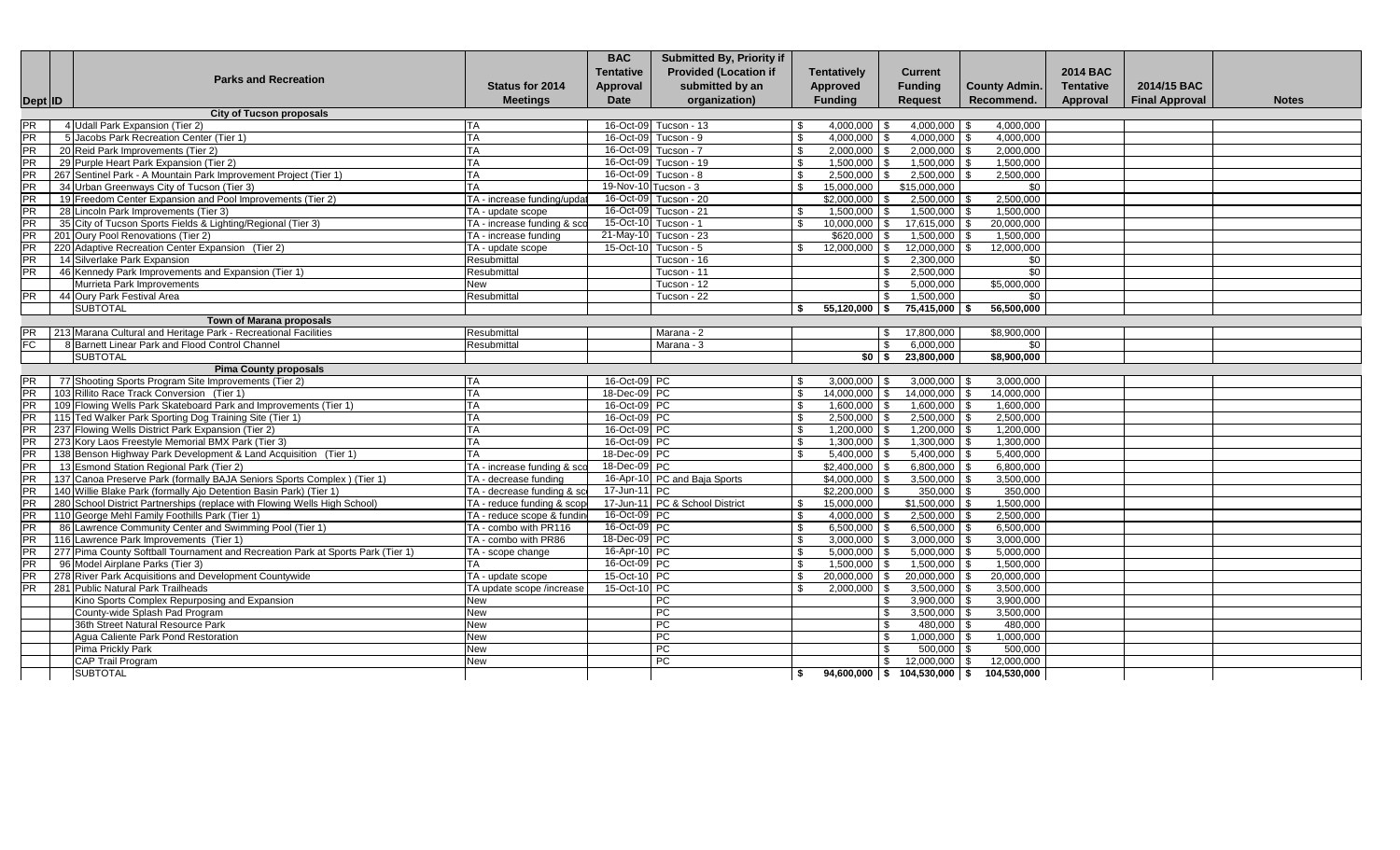| Dept | ID | Parks and Recreation | Status for 2014 Meetings | BAC Tentative Approval Date | Submitted By, Priority if Provided (Location if submitted by an organization) | Tentatively Approved Funding | Current Funding Request | County Admin. Recommend. | 2014 BAC Tentative Approval | 2014/15 BAC Final Approval | Notes |
|---|---|---|---|---|---|---|---|---|---|---|---|
| | | **City of Tucson proposals** | | | | | | | | | |
| PR | 4 | Udall Park Expansion (Tier 2) | TA | 16-Oct-09 | Tucson - 13 | $ 4,000,000 | $ 4,000,000 | $ 4,000,000 | | | |
| PR | 5 | Jacobs Park Recreation Center (Tier 1) | TA | 16-Oct-09 | Tucson - 9 | $ 4,000,000 | $ 4,000,000 | $ 4,000,000 | | | |
| PR | 20 | Reid Park Improvements (Tier 2) | TA | 16-Oct-09 | Tucson - 7 | $ 2,000,000 | $ 2,000,000 | $ 2,000,000 | | | |
| PR | 29 | Purple Heart Park Expansion (Tier 2) | TA | 16-Oct-09 | Tucson - 19 | $ 1,500,000 | $ 1,500,000 | $ 1,500,000 | | | |
| PR | 267 | Sentinel Park - A Mountain Park Improvement Project (Tier 1) | TA | 16-Oct-09 | Tucson - 8 | $ 2,500,000 | $ 2,500,000 | $ 2,500,000 | | | |
| PR | 34 | Urban Greenways City of Tucson (Tier 3) | TA | 19-Nov-10 | Tucson - 3 | $ 15,000,000 | $15,000,000 | $0 | | | |
| PR | 19 | Freedom Center Expansion and Pool Improvements (Tier 2) | TA - increase funding/updat | 16-Oct-09 | Tucson - 20 | $2,000,000 | $ 2,500,000 | $ 2,500,000 | | | |
| PR | 28 | Lincoln Park Improvements (Tier 3) | TA - update scope | 16-Oct-09 | Tucson - 21 | $ 1,500,000 | $ 1,500,000 | $ 1,500,000 | | | |
| PR | 35 | City of Tucson Sports Fields & Lighting/Regional (Tier 3) | TA - increase funding & sco | 15-Oct-10 | Tucson - 1 | $ 10,000,000 | $ 17,615,000 | $ 20,000,000 | | | |
| PR | 201 | Oury Pool Renovations (Tier 2) | TA - increase funding | 21-May-10 | Tucson - 23 | $620,000 | $ 1,500,000 | $ 1,500,000 | | | |
| PR | 220 | Adaptive Recreation Center Expansion (Tier 2) | TA - update scope | 15-Oct-10 | Tucson - 5 | $ 12,000,000 | $ 12,000,000 | $ 12,000,000 | | | |
| PR | 14 | Silverlake Park Expansion | Resubmittal | | Tucson - 16 | | $ 2,300,000 | $0 | | | |
| PR | 46 | Kennedy Park Improvements and Expansion (Tier 1) | Resubmittal | | Tucson - 11 | | $ 2,500,000 | $0 | | | |
| | | Murrieta Park Improvements | New | | Tucson - 12 | | $ 5,000,000 | $5,000,000 | | | |
| PR | 44 | Oury Park Festival Area | Resubmittal | | Tucson - 22 | | $ 1,500,000 | $0 | | | |
| | | SUBTOTAL | | | | **$ 55,120,000** | **$ 75,415,000** | **$ 56,500,000** | | | |
| | | **Town of Marana proposals** | | | | | | | | | |
| PR | 213 | Marana Cultural and Heritage Park - Recreational Facilities | Resubmittal | | Marana - 2 | | $ 17,800,000 | $8,900,000 | | | |
| FC | 8 | Barnett Linear Park and Flood Control Channel | Resubmittal | | Marana - 3 | | $ 6,000,000 | $0 | | | |
| | | SUBTOTAL | | | | **$0** | **$ 23,800,000** | **$8,900,000** | | | |
| | | **Pima County proposals** | | | | | | | | | |
| PR | 77 | Shooting Sports Program Site Improvements (Tier 2) | TA | 16-Oct-09 | PC | $ 3,000,000 | $ 3,000,000 | $ 3,000,000 | | | |
| PR | 103 | Rillito Race Track Conversion (Tier 1) | TA | 18-Dec-09 | PC | $ 14,000,000 | $ 14,000,000 | $ 14,000,000 | | | |
| PR | 109 | Flowing Wells Park Skateboard Park and Improvements (Tier 1) | TA | 16-Oct-09 | PC | $ 1,600,000 | $ 1,600,000 | $ 1,600,000 | | | |
| PR | 115 | Ted Walker Park Sporting Dog Training Site (Tier 1) | TA | 16-Oct-09 | PC | $ 2,500,000 | $ 2,500,000 | $ 2,500,000 | | | |
| PR | 237 | Flowing Wells District Park Expansion (Tier 2) | TA | 16-Oct-09 | PC | $ 1,200,000 | $ 1,200,000 | $ 1,200,000 | | | |
| PR | 273 | Kory Laos Freestyle Memorial BMX Park (Tier 3) | TA | 16-Oct-09 | PC | $ 1,300,000 | $ 1,300,000 | $ 1,300,000 | | | |
| PR | 138 | Benson Highway Park Development & Land Acquisition (Tier 1) | TA | 18-Dec-09 | PC | $ 5,400,000 | $ 5,400,000 | $ 5,400,000 | | | |
| PR | 13 | Esmond Station Regional Park (Tier 2) | TA - increase funding & sco | 18-Dec-09 | PC | $2,400,000 | $ 6,800,000 | $ 6,800,000 | | | |
| PR | 137 | Canoa Preserve Park (formally BAJA Seniors Sports Complex ) (Tier 1) | TA - decrease funding | 16-Apr-10 | PC and Baja Sports | $4,000,000 | $ 3,500,000 | $ 3,500,000 | | | |
| PR | 140 | Willie Blake Park (formally Ajo Detention Basin Park) (Tier 1) | TA - decrease funding & sc | 17-Jun-11 | PC | $2,200,000 | $ 350,000 | $ 350,000 | | | |
| PR | 280 | School District Partnerships (replace with Flowing Wells High School) | TA - reduce funding & scop | 17-Jun-11 | PC & School District | $ 15,000,000 | $1,500,000 | $ 1,500,000 | | | |
| PR | 110 | George Mehl Family Foothills Park (Tier 1) | TA - reduce scope & fundin | 16-Oct-09 | PC | $ 4,000,000 | $ 2,500,000 | $ 2,500,000 | | | |
| PR | 86 | Lawrence Community Center and Swimming Pool (Tier 1) | TA - combo with PR116 | 16-Oct-09 | PC | $ 6,500,000 | $ 6,500,000 | $ 6,500,000 | | | |
| PR | 116 | Lawrence Park Improvements (Tier 1) | TA - combo with PR86 | 18-Dec-09 | PC | $ 3,000,000 | $ 3,000,000 | $ 3,000,000 | | | |
| PR | 277 | Pima County Softball Tournament and Recreation Park at Sports Park (Tier 1) | TA - scope change | 16-Apr-10 | PC | $ 5,000,000 | $ 5,000,000 | $ 5,000,000 | | | |
| PR | 96 | Model Airplane Parks (Tier 3) | TA | 16-Oct-09 | PC | $ 1,500,000 | $ 1,500,000 | $ 1,500,000 | | | |
| PR | 278 | River Park Acquisitions and Development Countywide | TA - update scope | 15-Oct-10 | PC | $ 20,000,000 | $ 20,000,000 | $ 20,000,000 | | | |
| PR | 281 | Public Natural Park Trailheads | TA update scope /increase | 15-Oct-10 | PC | $ 2,000,000 | $ 3,500,000 | $ 3,500,000 | | | |
| | | Kino Sports Complex Repurposing and Expansion | New | | PC | | $ 3,900,000 | $ 3,900,000 | | | |
| | | County-wide Splash Pad Program | New | | PC | | $ 3,500,000 | $ 3,500,000 | | | |
| | | 36th Street Natural Resource Park | New | | PC | | $ 480,000 | $ 480,000 | | | |
| | | Agua Caliente Park Pond Restoration | New | | PC | | $ 1,000,000 | $ 1,000,000 | | | |
| | | Pima Prickly Park | New | | PC | | $ 500,000 | $ 500,000 | | | |
| | | CAP Trail Program | New | | PC | | $ 12,000,000 | $ 12,000,000 | | | |
| | | SUBTOTAL | | | | **$ 94,600,000** | **$ 104,530,000** | **$ 104,530,000** | | | |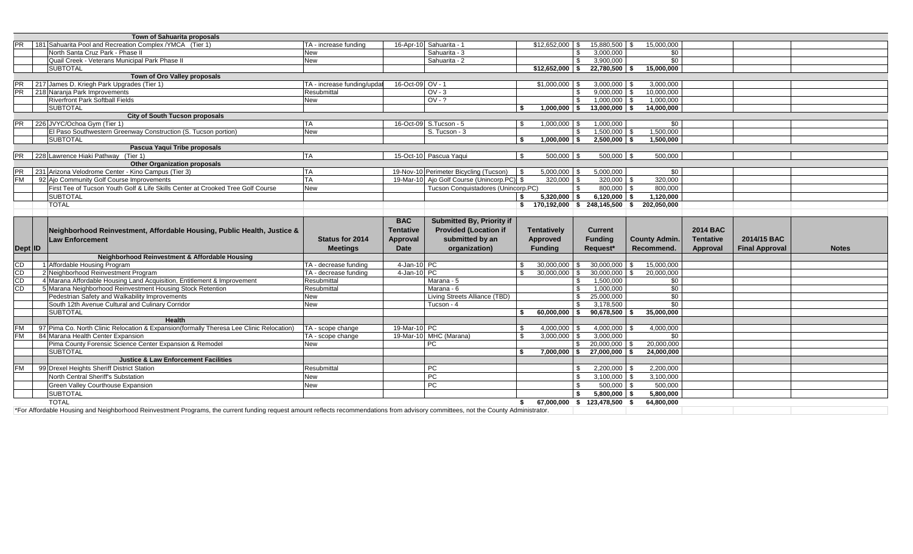| | | Town of Sahuarita proposals | | | | | | | | | | |
|---|---|---|---|---|---|---|---|---|---|---|---|---|
| PR | 181 | Sahuarita Pool and Recreation Complex /YMCA (Tier 1) | TA - increase funding | 16-Apr-10 | Sahuarita - 1 | $12,652,000 | $ 15,880,500 | $ 15,000,000 | | | |
| | | North Santa Cruz Park - Phase II | New | | Sahuarita - 3 | | $ 3,000,000 | $0 | | | |
| | | Quail Creek - Veterans Municipal Park Phase II | New | | Sahuarita - 2 | | $ 3,900,000 | $0 | | | |
| | | SUBTOTAL | | | | $12,652,000 | $ 22,780,500 | $ 15,000,000 | | | |
| | | **Town of Oro Valley proposals** | | | | | | | | | |
| PR | 217 | James D. Kriegh Park Upgrades (Tier 1) | TA - increase funding/updat | 16-Oct-09 | OV - 1 | $1,000,000 | $ 3,000,000 | $ 3,000,000 | | | |
| PR | 218 | Naranja Park Improvements | Resubmittal | | OV - 3 | | $ 9,000,000 | $ 10,000,000 | | | |
| | | Riverfront Park Softball Fields | New | | OV - ? | | $ 1,000,000 | $ 1,000,000 | | | |
| | | SUBTOTAL | | | | $ 1,000,000 | $ 13,000,000 | $ 14,000,000 | | | |
| | | **City of South Tucson proposals** | | | | | | | | | |
| PR | 226 | JVYC/Ochoa Gym (Tier 1) | TA | 16-Oct-09 | S.Tucson - 5 | $ 1,000,000 | $ 1,000,000 | $0 | | | |
| | | El Paso Southwestern Greenway Construction (S. Tucson portion) | New | | S. Tucson - 3 | | $ 1,500,000 | $ 1,500,000 | | | |
| | | SUBTOTAL | | | | $ 1,000,000 | $ 2,500,000 | $ 1,500,000 | | | |
| | | **Pascua Yaqui Tribe proposals** | | | | | | | | | |
| PR | 228 | Lawrence Hiaki Pathway (Tier 1) | TA | 15-Oct-10 | Pascua Yaqui | $ 500,000 | $ 500,000 | $ 500,000 | | | |
| | | **Other Organization proposals** | | | | | | | | | |
| PR | 231 | Arizona Velodrome Center - Kino Campus (Tier 3) | TA | 19-Nov-10 | Perimeter Bicycling (Tucson) | $ 5,000,000 | $ 5,000,000 | $0 | | | |
| FM | 92 | Ajo Community Golf Course Improvements | TA | 19-Mar-10 | Ajo Golf Course (Unincorp.PC) | $ 320,000 | $ 320,000 | $ 320,000 | | | |
| | | First Tee of Tucson Youth Golf & Life Skills Center at Crooked Tree Golf Course | New | | Tucson Conquistadores (Unincorp.PC) | | $ 800,000 | $ 800,000 | | | |
| | | SUBTOTAL | | | | $ 5,320,000 | $ 6,120,000 | $ 1,120,000 | | | |
| | | TOTAL | | | | $ 170,192,000 | $ 248,145,500 | $ 202,050,000 | | | |

| Dept | ID | Neighborhood Reinvestment, Affordable Housing, Public Health, Justice & Law Enforcement | Status for 2014 Meetings | BAC Tentative Approval Date | Submitted By, Priority if Provided (Location if submitted by an organization) | Tentatively Approved Funding | Current Funding Request* | County Admin. Recommend. | 2014 BAC Tentative Approval | 2014/15 BAC Final Approval | Notes |
|---|---|---|---|---|---|---|---|---|---|---|---|
| | | **Neighborhood Reinvestment & Affordable Housing** | | | | | | | | | |
| CD | 1 | Affordable Housing Program | TA - decrease funding | 4-Jan-10 | PC | $ 30,000,000 | $ 30,000,000 | $ 15,000,000 | | | |
| CD | 2 | Neighborhood Reinvestment Program | TA - decrease funding | 4-Jan-10 | PC | $ 30,000,000 | $ 30,000,000 | $ 20,000,000 | | | |
| CD | 4 | Marana Affordable Housing Land Acquisition, Entitlement & Improvement | Resubmittal | | Marana - 5 | | $ 1,500,000 | $0 | | | |
| CD | 5 | Marana Neighborhood Reinvestment Housing Stock Retention | Resubmittal | | Marana - 6 | | $ 1,000,000 | $0 | | | |
| | | Pedestrian Safety and Walkability Improvements | New | | Living Streets Alliance (TBD) | | $ 25,000,000 | $0 | | | |
| | | South 12th Avenue Cultural and Culinary Corridor | New | | Tucson - 4 | | $ 3,178,500 | $0 | | | |
| | | SUBTOTAL | | | | $ 60,000,000 | $ 90,678,500 | $ 35,000,000 | | | |
| | | **Health** | | | | | | | | | |
| FM | 97 | Pima Co. North Clinic Relocation & Expansion(formally Theresa Lee Clinic Relocation) | TA - scope change | 19-Mar-10 | PC | $ 4,000,000 | $ 4,000,000 | $ 4,000,000 | | | |
| FM | 84 | Marana Health Center Expansion | TA - scope change | 19-Mar-10 | MHC (Marana) | $ 3,000,000 | $ 3,000,000 | $0 | | | |
| | | Pima County Forensic Science Center Expansion & Remodel | New | | PC | | $ 20,000,000 | $ 20,000,000 | | | |
| | | SUBTOTAL | | | | $ 7,000,000 | $ 27,000,000 | $ 24,000,000 | | | |
| | | **Justice & Law Enforcement Facilities** | | | | | | | | | |
| FM | 99 | Drexel Heights Sheriff District Station | Resubmittal | | PC | | $ 2,200,000 | $ 2,200,000 | | | |
| | | North Central Sheriff's Substation | New | | PC | | $ 3,100,000 | $ 3,100,000 | | | |
| | | Green Valley Courthouse Expansion | New | | PC | | $ 500,000 | $ 500,000 | | | |
| | | SUBTOTAL | | | | | $ 5,800,000 | $ 5,800,000 | | | |
| | | TOTAL | | | | $ 67,000,000 | $ 123,478,500 | $ 64,800,000 | | | |

*For Affordable Housing and Neighborhood Reinvestment Programs, the current funding request amount reflects recommendations from advisory committees, not the County Administrator.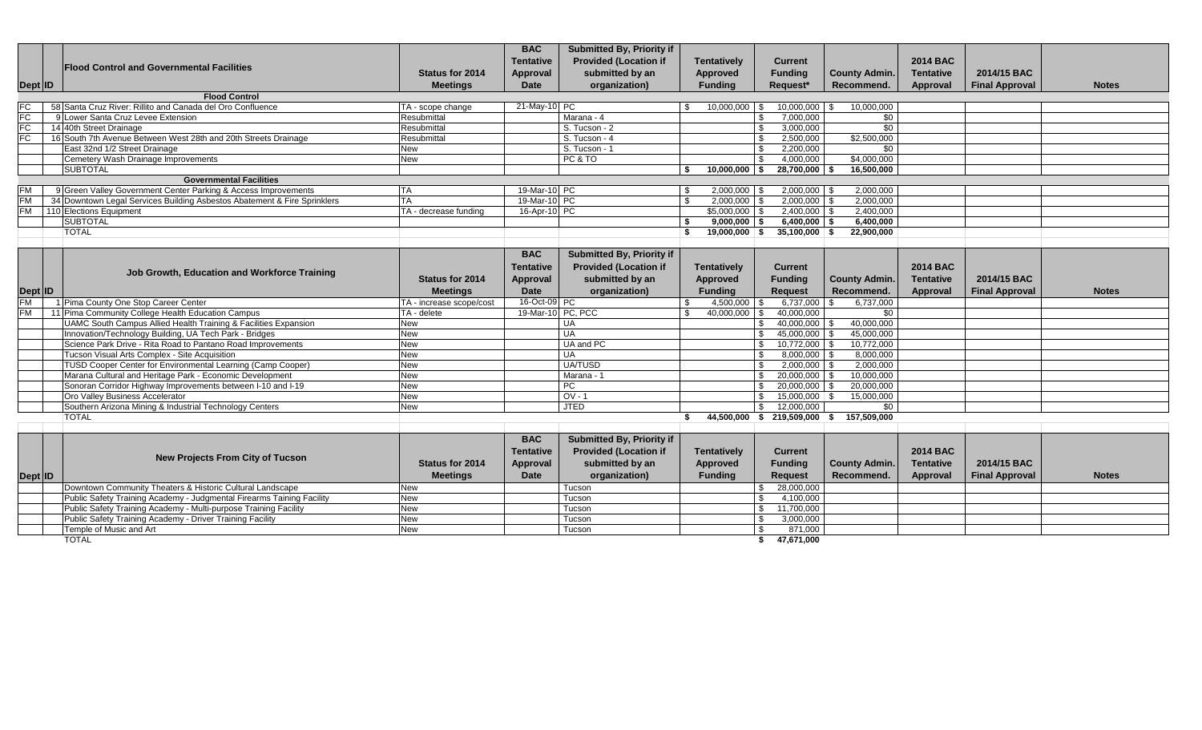| Dept | ID | Flood Control and Governmental Facilities | Status for 2014 Meetings | BAC Tentative Approval Date | Submitted By, Priority if Provided (Location if submitted by an organization) | Tentatively Approved Funding | Current Funding Request* | County Admin. Recommend. | 2014 BAC Tentative Approval | 2014/15 BAC Final Approval | Notes |
|---|---|---|---|---|---|---|---|---|---|---|---|
| | | **Flood Control** | | | | | | | | | |
| FC | 58 | Santa Cruz River: Rillito and Canada del Oro Confluence | TA - scope change | 21-May-10 | PC | $ 10,000,000 | $ 10,000,000 | $ 10,000,000 | | | |
| FC | 9 | Lower Santa Cruz Levee Extension | Resubmittal | | Marana - 4 | | $ 7,000,000 | $0 | | | |
| FC | 14 | 40th Street Drainage | Resubmittal | | S. Tucson - 2 | | $ 3,000,000 | $0 | | | |
| FC | 16 | South 7th Avenue Between West 28th and 20th Streets Drainage | Resubmittal | | S. Tucson - 4 | | $ 2,500,000 | $2,500,000 | | | |
| | | East 32nd 1/2 Street Drainage | New | | S. Tucson - 1 | | $ 2,200,000 | $0 | | | |
| | | Cemetery Wash Drainage Improvements | New | | PC & TO | | $ 4,000,000 | $4,000,000 | | | |
| | | SUBTOTAL | | | | **$ 10,000,000** | **$ 28,700,000** | **$ 16,500,000** | | | |
| | | **Governmental Facilities** | | | | | | | | | |
| FM | 9 | Green Valley Government Center Parking & Access Improvements | TA | 19-Mar-10 | PC | $ 2,000,000 | $ 2,000,000 | $ 2,000,000 | | | |
| FM | 34 | Downtown Legal Services Building Asbestos Abatement & Fire Sprinklers | TA | 19-Mar-10 | PC | $ 2,000,000 | $ 2,000,000 | $ 2,000,000 | | | |
| FM | 110 | Elections Equipment | TA - decrease funding | 16-Apr-10 | PC | $5,000,000 | $ 2,400,000 | $ 2,400,000 | | | |
| | | SUBTOTAL | | | | **$ 9,000,000** | **$ 6,400,000** | **$ 6,400,000** | | | |
| | | TOTAL | | | | **$ 19,000,000** | **$ 35,100,000** | **$ 22,900,000** | | | |

| Dept | ID | Job Growth, Education and Workforce Training | Status for 2014 Meetings | BAC Tentative Approval Date | Submitted By, Priority if Provided (Location if submitted by an organization) | Tentatively Approved Funding | Current Funding Request | County Admin. Recommend. | 2014 BAC Tentative Approval | 2014/15 BAC Final Approval | Notes |
|---|---|---|---|---|---|---|---|---|---|---|---|
| FM | 1 | Pima County One Stop Career Center | TA - increase scope/cost | 16-Oct-09 | PC | $ 4,500,000 | $ 6,737,000 | $ 6,737,000 | | | |
| FM | 11 | Pima Community College Health Education Campus | TA - delete | 19-Mar-10 | PC, PCC | $ 40,000,000 | $ 40,000,000 | $0 | | | |
| | | UAMC South Campus Allied Health Training & Facilities Expansion | New | | UA | | $ 40,000,000 | $ 40,000,000 | | | |
| | | Innovation/Technology Building, UA Tech Park - Bridges | New | | UA | | $ 45,000,000 | $ 45,000,000 | | | |
| | | Science Park Drive - Rita Road to Pantano Road Improvements | New | | UA and PC | | $ 10,772,000 | $ 10,772,000 | | | |
| | | Tucson Visual Arts Complex - Site Acquisition | New | | UA | | $ 8,000,000 | $ 8,000,000 | | | |
| | | TUSD Cooper Center for Environmental Learning (Camp Cooper) | New | | UA/TUSD | | $ 2,000,000 | $ 2,000,000 | | | |
| | | Marana Cultural and Heritage Park - Economic Development | New | | Marana - 1 | | $ 20,000,000 | $ 10,000,000 | | | |
| | | Sonoran Corridor Highway Improvements between I-10 and I-19 | New | | PC | | $ 20,000,000 | $ 20,000,000 | | | |
| | | Oro Valley Business Accelerator | New | | OV - 1 | | $ 15,000,000 | $ 15,000,000 | | | |
| | | Southern Arizona Mining & Industrial Technology Centers | New | | JTED | | $ 12,000,000 | $0 | | | |
| | | TOTAL | | | | **$ 44,500,000** | **$ 219,509,000** | **$ 157,509,000** | | | |

| Dept | ID | New Projects From City of Tucson | Status for 2014 Meetings | BAC Tentative Approval Date | Submitted By, Priority if Provided (Location if submitted by an organization) | Tentatively Approved Funding | Current Funding Request | County Admin. Recommend. | 2014 BAC Tentative Approval | 2014/15 BAC Final Approval | Notes |
|---|---|---|---|---|---|---|---|---|---|---|---|
| | | Downtown Community Theaters & Historic Cultural Landscape | New | | Tucson | | $ 28,000,000 | | | | |
| | | Public Safety Training Academy - Judgmental Firearms Taining Facility | New | | Tucson | | $ 4,100,000 | | | | |
| | | Public Safety Training Academy - Multi-purpose Training Facility | New | | Tucson | | $ 11,700,000 | | | | |
| | | Public Safety Training Academy - Driver Training Facility | New | | Tucson | | $ 3,000,000 | | | | |
| | | Temple of Music and Art | New | | Tucson | | $ 871,000 | | | | |
| | | TOTAL | | | | | **$ 47,671,000** | | | | |